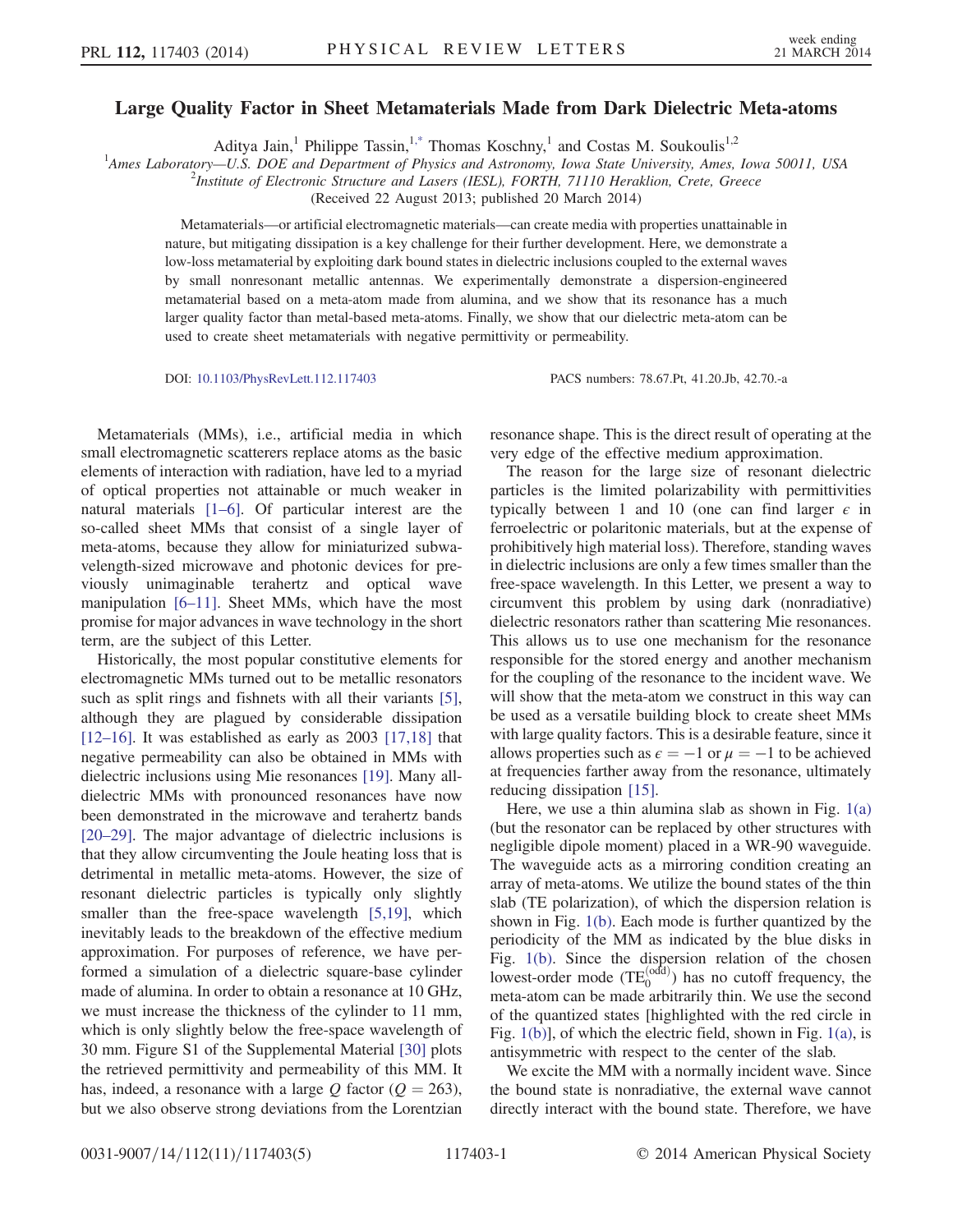# Large Quality Factor in Sheet Metamaterials Made from Dark Dielectric Meta-atoms

Aditya Jain,[1] Philippe Tassin,[1,*] Thomas Koschny,[1] and Costas M. Soukoulis[1,2]

[1]Ames Laboratory—U.S. DOE and Department of Physics and Astronomy, Iowa State University, Ames, Iowa 50011, USA
[2]Institute of Electronic Structure and Lasers (IESL), FORTH, 71110 Heraklion, Crete, Greece

(Received 22 August 2013; published 20 March 2014)

Metamaterials—or artificial electromagnetic materials—can create media with properties unattainable in nature, but mitigating dissipation is a key challenge for their further development. Here, we demonstrate a low-loss metamaterial by exploiting dark bound states in dielectric inclusions coupled to the external waves by small nonresonant metallic antennas. We experimentally demonstrate a dispersion-engineered metamaterial based on a meta-atom made from alumina, and we show that its resonance has a much larger quality factor than metal-based meta-atoms. Finally, we show that our dielectric meta-atom can be used to create sheet metamaterials with negative permittivity or permeability.

DOI: 10.1103/PhysRevLett.112.117403 PACS numbers: 78.67.Pt, 41.20.Jb, 42.70.-a

Metamaterials (MMs), i.e., artificial media in which small electromagnetic scatterers replace atoms as the basic elements of interaction with radiation, have led to a myriad of optical properties not attainable or much weaker in natural materials [1–6]. Of particular interest are the so-called sheet MMs that consist of a single layer of meta-atoms, because they allow for miniaturized subwavelength-sized microwave and photonic devices for previously unimaginable terahertz and optical wave manipulation [6–11]. Sheet MMs, which have the most promise for major advances in wave technology in the short term, are the subject of this Letter.

Historically, the most popular constitutive elements for electromagnetic MMs turned out to be metallic resonators such as split rings and fishnets with all their variants [5], although they are plagued by considerable dissipation [12–16]. It was established as early as 2003 [17,18] that negative permeability can also be obtained in MMs with dielectric inclusions using Mie resonances [19]. Many all-dielectric MMs with pronounced resonances have now been demonstrated in the microwave and terahertz bands [20–29]. The major advantage of dielectric inclusions is that they allow circumventing the Joule heating loss that is detrimental in metallic meta-atoms. However, the size of resonant dielectric particles is typically only slightly smaller than the free-space wavelength [5,19], which inevitably leads to the breakdown of the effective medium approximation. For purposes of reference, we have performed a simulation of a dielectric square-base cylinder made of alumina. In order to obtain a resonance at 10 GHz, we must increase the thickness of the cylinder to 11 mm, which is only slightly below the free-space wavelength of 30 mm. Figure S1 of the Supplemental Material [30] plots the retrieved permittivity and permeability of this MM. It has, indeed, a resonance with a large $Q$ factor ($Q = 263$), but we also observe strong deviations from the Lorentzian resonance shape. This is the direct result of operating at the very edge of the effective medium approximation.

The reason for the large size of resonant dielectric particles is the limited polarizability with permittivities typically between 1 and 10 (one can find larger $\epsilon$ in ferroelectric or polaritonic materials, but at the expense of prohibitively high material loss). Therefore, standing waves in dielectric inclusions are only a few times smaller than the free-space wavelength. In this Letter, we present a way to circumvent this problem by using dark (nonradiative) dielectric resonators rather than scattering Mie resonances. This allows us to use one mechanism for the resonance responsible for the stored energy and another mechanism for the coupling of the resonance to the incident wave. We will show that the meta-atom we construct in this way can be used as a versatile building block to create sheet MMs with large quality factors. This is a desirable feature, since it allows properties such as $\epsilon = -1$ or $\mu = -1$ to be achieved at frequencies farther away from the resonance, ultimately reducing dissipation [15].

Here, we use a thin alumina slab as shown in Fig. 1(a) (but the resonator can be replaced by other structures with negligible dipole moment) placed in a WR-90 waveguide. The waveguide acts as a mirroring condition creating an array of meta-atoms. We utilize the bound states of the thin slab (TE polarization), of which the dispersion relation is shown in Fig. 1(b). Each mode is further quantized by the periodicity of the MM as indicated by the blue disks in Fig. 1(b). Since the dispersion relation of the chosen lowest-order mode ($TE_0^{(odd)}$) has no cutoff frequency, the meta-atom can be made arbitrarily thin. We use the second of the quantized states [highlighted with the red circle in Fig. 1(b)], of which the electric field, shown in Fig. 1(a), is antisymmetric with respect to the center of the slab.

We excite the MM with a normally incident wave. Since the bound state is nonradiative, the external wave cannot directly interact with the bound state. Therefore, we have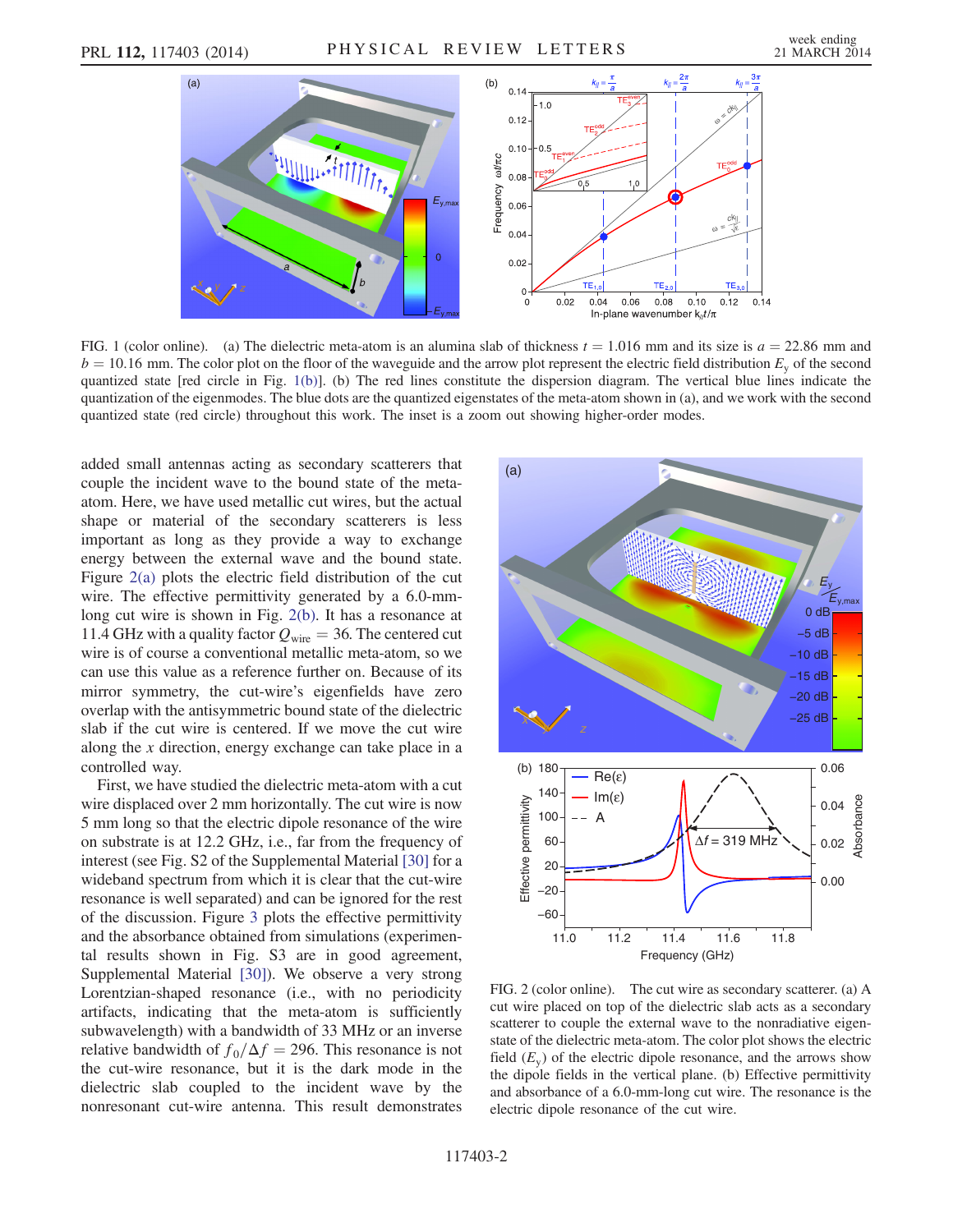FIG. 1 (color online). (a) The dielectric meta-atom is an alumina slab of thickness $t = 1.016$ mm and its size is $a = 22.86$ mm and $b = 10.16$ mm. The color plot on the floor of the waveguide and the arrow plot represent the electric field distribution $E_y$ of the second quantized state [red circle in Fig. 1(b)]. (b) The red lines constitute the dispersion diagram. The vertical blue lines indicate the quantization of the eigenmodes. The blue dots are the quantized eigenstates of the meta-atom shown in (a), and we work with the second quantized state (red circle) throughout this work. The inset is a zoom out showing higher-order modes.

added small antennas acting as secondary scatterers that couple the incident wave to the bound state of the meta-atom. Here, we have used metallic cut wires, but the actual shape or material of the secondary scatterers is less important as long as they provide a way to exchange energy between the external wave and the bound state. Figure 2(a) plots the electric field distribution of the cut wire. The effective permittivity generated by a 6.0-mm-long cut wire is shown in Fig. 2(b). It has a resonance at 11.4 GHz with a quality factor $Q_{\mathrm{wire}} = 36$. The centered cut wire is of course a conventional metallic meta-atom, so we can use this value as a reference further on. Because of its mirror symmetry, the cut-wire's eigenfields have zero overlap with the antisymmetric bound state of the dielectric slab if the cut wire is centered. If we move the cut wire along the $x$ direction, energy exchange can take place in a controlled way.

First, we have studied the dielectric meta-atom with a cut wire displaced over 2 mm horizontally. The cut wire is now 5 mm long so that the electric dipole resonance of the wire on substrate is at 12.2 GHz, i.e., far from the frequency of interest (see Fig. S2 of the Supplemental Material [30] for a wideband spectrum from which it is clear that the cut-wire resonance is well separated) and can be ignored for the rest of the discussion. Figure 3 plots the effective permittivity and the absorbance obtained from simulations (experimental results shown in Fig. S3 are in good agreement, Supplemental Material [30]). We observe a very strong Lorentzian-shaped resonance (i.e., with no periodicity artifacts, indicating that the meta-atom is sufficiently subwavelength) with a bandwidth of 33 MHz or an inverse relative bandwidth of $f_0/\Delta f = 296$. This resonance is not the cut-wire resonance, but it is the dark mode in the dielectric slab coupled to the incident wave by the nonresonant cut-wire antenna. This result demonstrates

FIG. 2 (color online). The cut wire as secondary scatterer. (a) A cut wire placed on top of the dielectric slab acts as a secondary scatterer to couple the external wave to the nonradiative eigenstate of the dielectric meta-atom. The color plot shows the electric field ($E_y$) of the electric dipole resonance, and the arrows show the dipole fields in the vertical plane. (b) Effective permittivity and absorbance of a 6.0-mm-long cut wire. The resonance is the electric dipole resonance of the cut wire.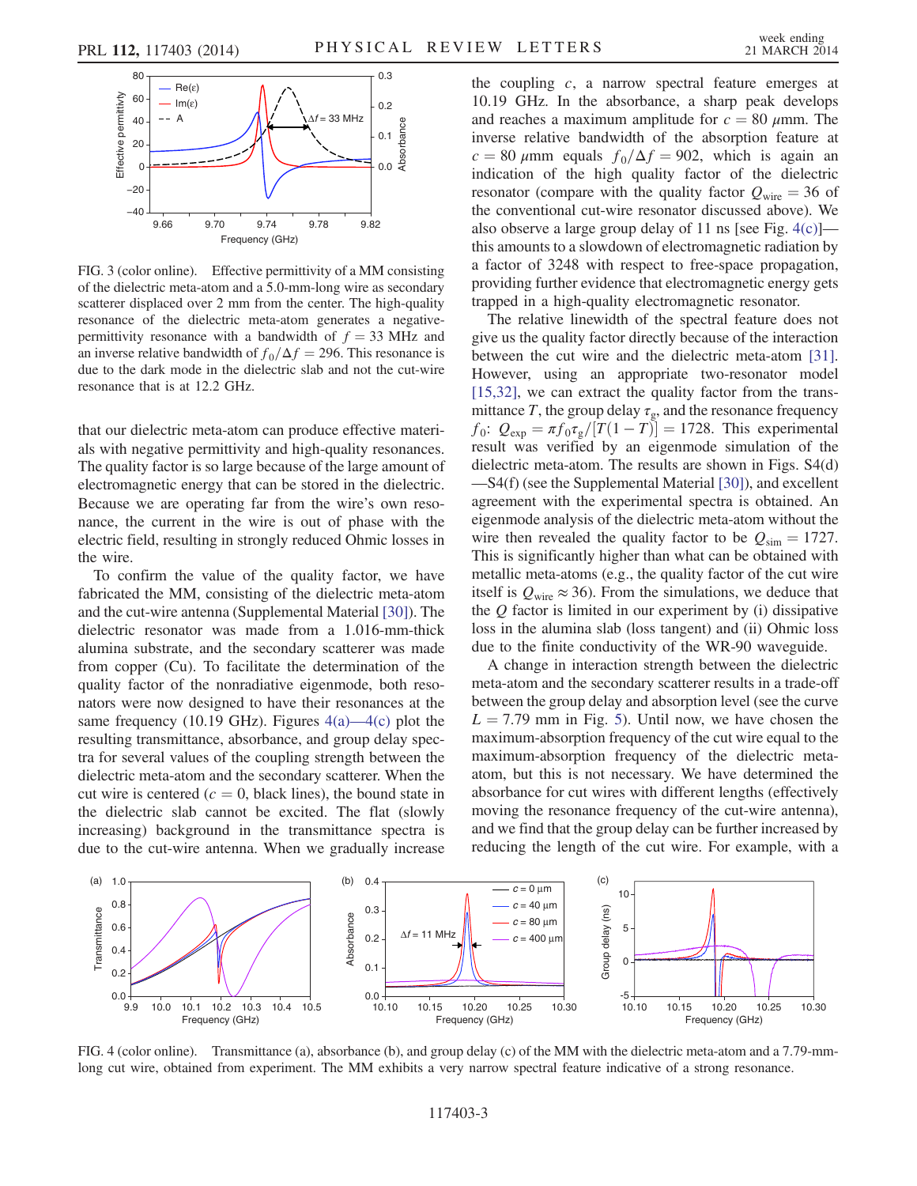FIG. 3 (color online). Effective permittivity of a MM consisting of the dielectric meta-atom and a 5.0-mm-long wire as secondary scatterer displaced over 2 mm from the center. The high-quality resonance of the dielectric meta-atom generates a negative-permittivity resonance with a bandwidth of $f = 33$ MHz and an inverse relative bandwidth of $f_0/\Delta f = 296$. This resonance is due to the dark mode in the dielectric slab and not the cut-wire resonance that is at 12.2 GHz.

that our dielectric meta-atom can produce effective materials with negative permittivity and high-quality resonances. The quality factor is so large because of the large amount of electromagnetic energy that can be stored in the dielectric. Because we are operating far from the wire's own resonance, the current in the wire is out of phase with the electric field, resulting in strongly reduced Ohmic losses in the wire.

To confirm the value of the quality factor, we have fabricated the MM, consisting of the dielectric meta-atom and the cut-wire antenna (Supplemental Material [30]). The dielectric resonator was made from a 1.016-mm-thick alumina substrate, and the secondary scatterer was made from copper (Cu). To facilitate the determination of the quality factor of the nonradiative eigenmode, both resonators were now designed to have their resonances at the same frequency (10.19 GHz). Figures 4(a)—4(c) plot the resulting transmittance, absorbance, and group delay spectra for several values of the coupling strength between the dielectric meta-atom and the secondary scatterer. When the cut wire is centered ($c = 0$, black lines), the bound state in the dielectric slab cannot be excited. The flat (slowly increasing) background in the transmittance spectra is due to the cut-wire antenna. When we gradually increase the coupling $c$, a narrow spectral feature emerges at 10.19 GHz. In the absorbance, a sharp peak develops and reaches a maximum amplitude for $c = 80$ $\mu$mm. The inverse relative bandwidth of the absorption feature at $c = 80$ $\mu$mm equals $f_0/\Delta f = 902$, which is again an indication of the high quality factor of the dielectric resonator (compare with the quality factor $Q_{\mathrm{wire}} = 36$ of the conventional cut-wire resonator discussed above). We also observe a large group delay of 11 ns [see Fig. 4(c)]—this amounts to a slowdown of electromagnetic radiation by a factor of 3248 with respect to free-space propagation, providing further evidence that electromagnetic energy gets trapped in a high-quality electromagnetic resonator.

The relative linewidth of the spectral feature does not give us the quality factor directly because of the interaction between the cut wire and the dielectric meta-atom [31]. However, using an appropriate two-resonator model [15,32], we can extract the quality factor from the transmittance $T$, the group delay $\tau_g$, and the resonance frequency $f_0$: $Q_{\mathrm{exp}} = \pi f_0 \tau_g / [T(1-T)] = 1728$. This experimental result was verified by an eigenmode simulation of the dielectric meta-atom. The results are shown in Figs. S4(d)—S4(f) (see the Supplemental Material [30]), and excellent agreement with the experimental spectra is obtained. An eigenmode analysis of the dielectric meta-atom without the wire then revealed the quality factor to be $Q_{\mathrm{sim}} = 1727$. This is significantly higher than what can be obtained with metallic meta-atoms (e.g., the quality factor of the cut wire itself is $Q_{\mathrm{wire}} \approx 36$). From the simulations, we deduce that the $Q$ factor is limited in our experiment by (i) dissipative loss in the alumina slab (loss tangent) and (ii) Ohmic loss due to the finite conductivity of the WR-90 waveguide.

A change in interaction strength between the dielectric meta-atom and the secondary scatterer results in a trade-off between the group delay and absorption level (see the curve $L = 7.79$ mm in Fig. 5). Until now, we have chosen the maximum-absorption frequency of the cut wire equal to the maximum-absorption frequency of the dielectric meta-atom, but this is not necessary. We have determined the absorbance for cut wires with different lengths (effectively moving the resonance frequency of the cut-wire antenna), and we find that the group delay can be further increased by reducing the length of the cut wire. For example, with a

FIG. 4 (color online). Transmittance (a), absorbance (b), and group delay (c) of the MM with the dielectric meta-atom and a 7.79-mm-long cut wire, obtained from experiment. The MM exhibits a very narrow spectral feature indicative of a strong resonance.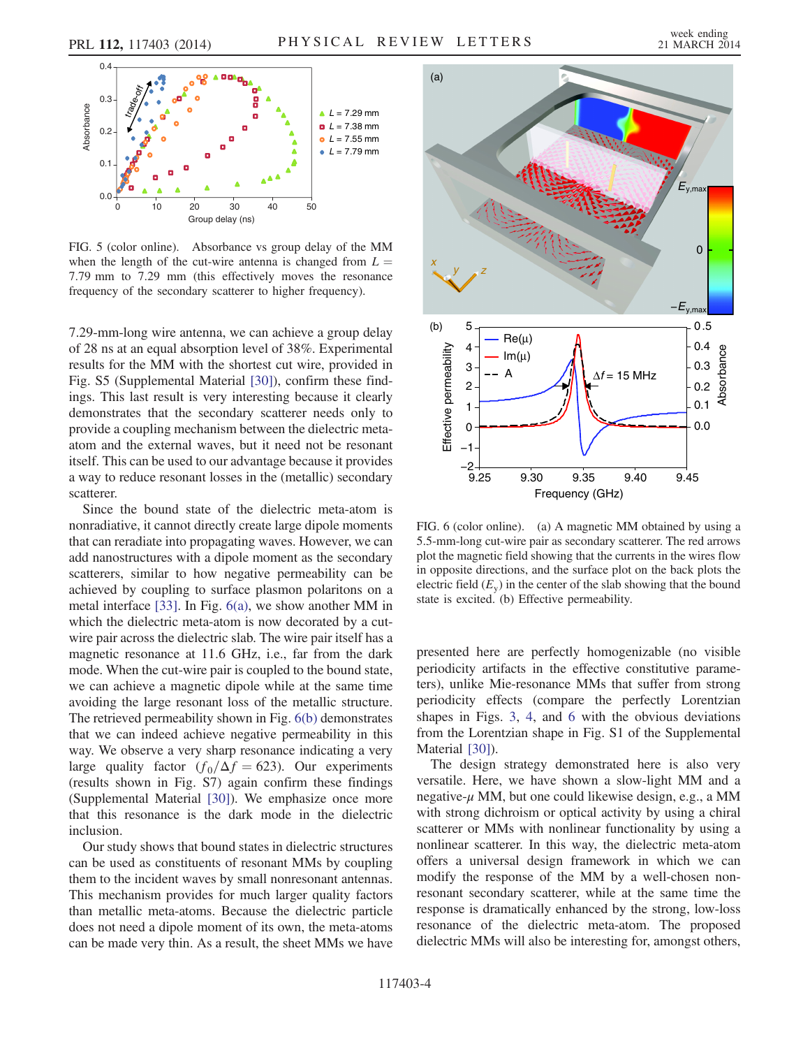FIG. 5 (color online). Absorbance vs group delay of the MM when the length of the cut-wire antenna is changed from $L = 7.79$ mm to $7.29$ mm (this effectively moves the resonance frequency of the secondary scatterer to higher frequency).

7.29-mm-long wire antenna, we can achieve a group delay of 28 ns at an equal absorption level of 38%. Experimental results for the MM with the shortest cut wire, provided in Fig. S5 (Supplemental Material [30]), confirm these findings. This last result is very interesting because it clearly demonstrates that the secondary scatterer needs only to provide a coupling mechanism between the dielectric meta-atom and the external waves, but it need not be resonant itself. This can be used to our advantage because it provides a way to reduce resonant losses in the (metallic) secondary scatterer.

Since the bound state of the dielectric meta-atom is nonradiative, it cannot directly create large dipole moments that can reradiate into propagating waves. However, we can add nanostructures with a dipole moment as the secondary scatterers, similar to how negative permeability can be achieved by coupling to surface plasmon polaritons on a metal interface [33]. In Fig. 6(a), we show another MM in which the dielectric meta-atom is now decorated by a cut-wire pair across the dielectric slab. The wire pair itself has a magnetic resonance at 11.6 GHz, i.e., far from the dark mode. When the cut-wire pair is coupled to the bound state, we can achieve a magnetic dipole while at the same time avoiding the large resonant loss of the metallic structure. The retrieved permeability shown in Fig. 6(b) demonstrates that we can indeed achieve negative permeability in this way. We observe a very sharp resonance indicating a very large quality factor ($f_0/\Delta f = 623$). Our experiments (results shown in Fig. S7) again confirm these findings (Supplemental Material [30]). We emphasize once more that this resonance is the dark mode in the dielectric inclusion.

Our study shows that bound states in dielectric structures can be used as constituents of resonant MMs by coupling them to the incident waves by small nonresonant antennas. This mechanism provides for much larger quality factors than metallic meta-atoms. Because the dielectric particle does not need a dipole moment of its own, the meta-atoms can be made very thin. As a result, the sheet MMs we have

FIG. 6 (color online). (a) A magnetic MM obtained by using a 5.5-mm-long cut-wire pair as secondary scatterer. The red arrows plot the magnetic field showing that the currents in the wires flow in opposite directions, and the surface plot on the back plots the electric field ($E_y$) in the center of the slab showing that the bound state is excited. (b) Effective permeability.

presented here are perfectly homogenizable (no visible periodicity artifacts in the effective constitutive parameters), unlike Mie-resonance MMs that suffer from strong periodicity effects (compare the perfectly Lorentzian shapes in Figs. 3, 4, and 6 with the obvious deviations from the Lorentzian shape in Fig. S1 of the Supplemental Material [30]).

The design strategy demonstrated here is also very versatile. Here, we have shown a slow-light MM and a negative-$\mu$ MM, but one could likewise design, e.g., a MM with strong dichroism or optical activity by using a chiral scatterer or MMs with nonlinear functionality by using a nonlinear scatterer. In this way, the dielectric meta-atom offers a universal design framework in which we can modify the response of the MM by a well-chosen nonresonant secondary scatterer, while at the same time the response is dramatically enhanced by the strong, low-loss resonance of the dielectric meta-atom. The proposed dielectric MMs will also be interesting for, amongst others,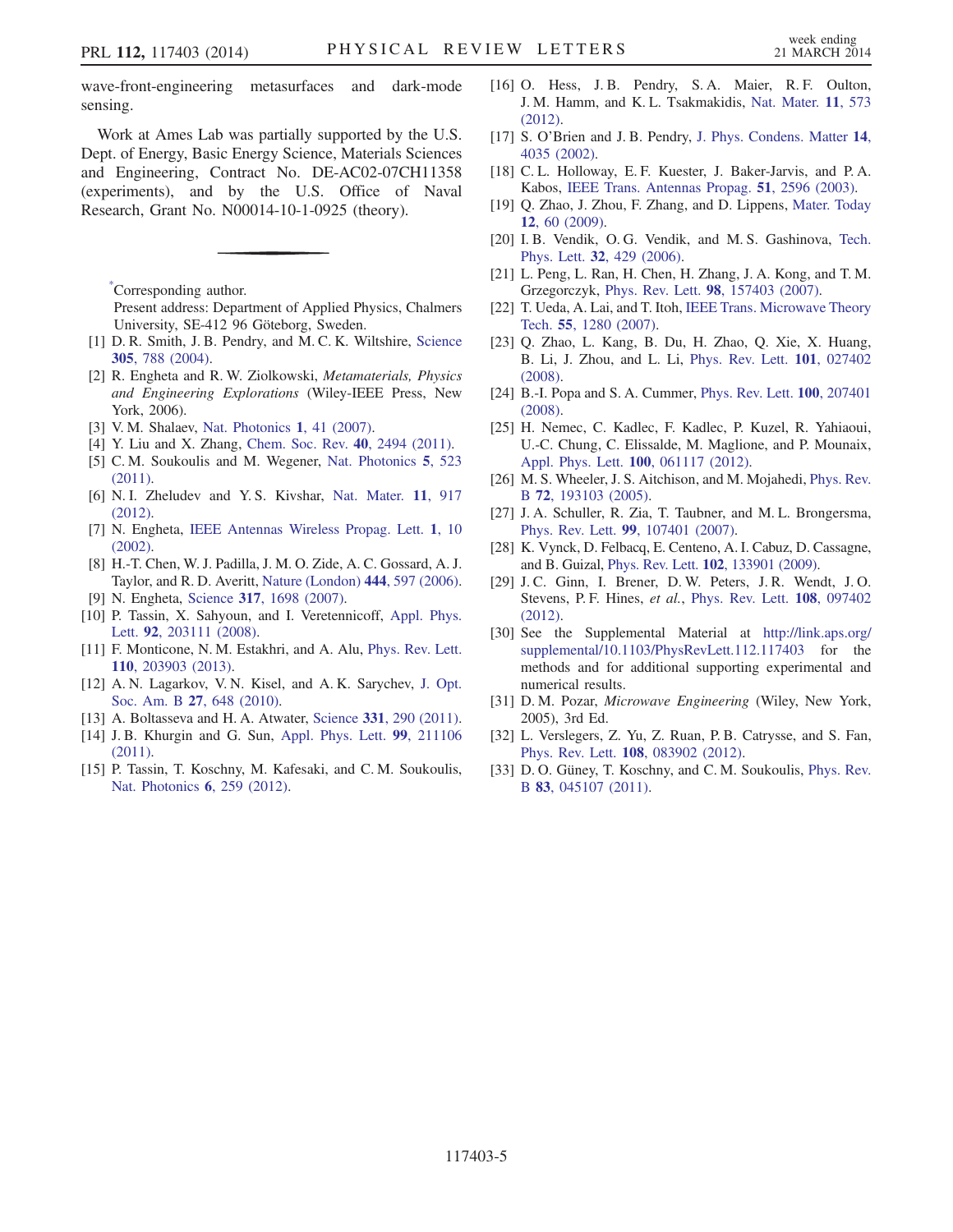wave-front-engineering metasurfaces and dark-mode sensing.

Work at Ames Lab was partially supported by the U.S. Dept. of Energy, Basic Energy Science, Materials Sciences and Engineering, Contract No. DE-AC02-07CH11358 (experiments), and by the U.S. Office of Naval Research, Grant No. N00014-10-1-0925 (theory).

---

*Corresponding author.
Present address: Department of Applied Physics, Chalmers University, SE-412 96 Göteborg, Sweden.

[1] D. R. Smith, J. B. Pendry, and M. C. K. Wiltshire, Science **305**, 788 (2004).
[2] R. Engheta and R. W. Ziolkowski, *Metamaterials, Physics and Engineering Explorations* (Wiley-IEEE Press, New York, 2006).
[3] V. M. Shalaev, Nat. Photonics **1**, 41 (2007).
[4] Y. Liu and X. Zhang, Chem. Soc. Rev. **40**, 2494 (2011).
[5] C. M. Soukoulis and M. Wegener, Nat. Photonics **5**, 523 (2011).
[6] N. I. Zheludev and Y. S. Kivshar, Nat. Mater. **11**, 917 (2012).
[7] N. Engheta, IEEE Antennas Wireless Propag. Lett. **1**, 10 (2002).
[8] H.-T. Chen, W. J. Padilla, J. M. O. Zide, A. C. Gossard, A. J. Taylor, and R. D. Averitt, Nature (London) **444**, 597 (2006).
[9] N. Engheta, Science **317**, 1698 (2007).
[10] P. Tassin, X. Sahyoun, and I. Veretennicoff, Appl. Phys. Lett. **92**, 203111 (2008).
[11] F. Monticone, N. M. Estakhri, and A. Alu, Phys. Rev. Lett. **110**, 203903 (2013).
[12] A. N. Lagarkov, V. N. Kisel, and A. K. Sarychev, J. Opt. Soc. Am. B **27**, 648 (2010).
[13] A. Boltasseva and H. A. Atwater, Science **331**, 290 (2011).
[14] J. B. Khurgin and G. Sun, Appl. Phys. Lett. **99**, 211106 (2011).
[15] P. Tassin, T. Koschny, M. Kafesaki, and C. M. Soukoulis, Nat. Photonics **6**, 259 (2012).
[16] O. Hess, J. B. Pendry, S. A. Maier, R. F. Oulton, J. M. Hamm, and K. L. Tsakmakidis, Nat. Mater. **11**, 573 (2012).
[17] S. O'Brien and J. B. Pendry, J. Phys. Condens. Matter **14**, 4035 (2002).
[18] C. L. Holloway, E. F. Kuester, J. Baker-Jarvis, and P. A. Kabos, IEEE Trans. Antennas Propag. **51**, 2596 (2003).
[19] Q. Zhao, J. Zhou, F. Zhang, and D. Lippens, Mater. Today **12**, 60 (2009).
[20] I. B. Vendik, O. G. Vendik, and M. S. Gashinova, Tech. Phys. Lett. **32**, 429 (2006).
[21] L. Peng, L. Ran, H. Chen, H. Zhang, J. A. Kong, and T. M. Grzegorczyk, Phys. Rev. Lett. **98**, 157403 (2007).
[22] T. Ueda, A. Lai, and T. Itoh, IEEE Trans. Microwave Theory Tech. **55**, 1280 (2007).
[23] Q. Zhao, L. Kang, B. Du, H. Zhao, Q. Xie, X. Huang, B. Li, J. Zhou, and L. Li, Phys. Rev. Lett. **101**, 027402 (2008).
[24] B.-I. Popa and S. A. Cummer, Phys. Rev. Lett. **100**, 207401 (2008).
[25] H. Nemec, C. Kadlec, F. Kadlec, P. Kuzel, R. Yahiaoui, U.-C. Chung, C. Elissalde, M. Maglione, and P. Mounaix, Appl. Phys. Lett. **100**, 061117 (2012).
[26] M. S. Wheeler, J. S. Aitchison, and M. Mojahedi, Phys. Rev. B **72**, 193103 (2005).
[27] J. A. Schuller, R. Zia, T. Taubner, and M. L. Brongersma, Phys. Rev. Lett. **99**, 107401 (2007).
[28] K. Vynck, D. Felbacq, E. Centeno, A. I. Cabuz, D. Cassagne, and B. Guizal, Phys. Rev. Lett. **102**, 133901 (2009).
[29] J. C. Ginn, I. Brener, D. W. Peters, J. R. Wendt, J. O. Stevens, P. F. Hines, *et al.*, Phys. Rev. Lett. **108**, 097402 (2012).
[30] See the Supplemental Material at http://link.aps.org/supplemental/10.1103/PhysRevLett.112.117403 for the methods and for additional supporting experimental and numerical results.
[31] D. M. Pozar, *Microwave Engineering* (Wiley, New York, 2005), 3rd Ed.
[32] L. Verslegers, Z. Yu, Z. Ruan, P. B. Catrysse, and S. Fan, Phys. Rev. Lett. **108**, 083902 (2012).
[33] D. O. Güney, T. Koschny, and C. M. Soukoulis, Phys. Rev. B **83**, 045107 (2011).